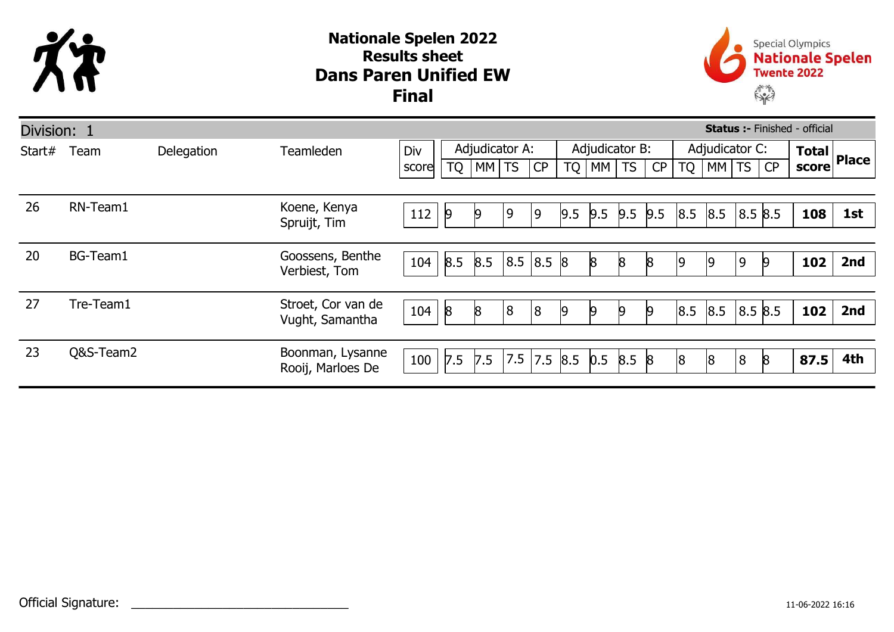# Nationale Spelen 2022
## Results sheet
## Dans Paren Unified EW
## Final

Special Olympics
**Nationale Spelen**
**Twente 2022**

Division: 1 — **Status :-** Finished - official

| Start# | Team | Delegation | Teamleden | Div score | Adjudicator A: | | | | Adjudicator B: | | | | Adjudicator C: | | | | Total score | Place |
|---|---|---|---|---|---|---|---|---|---|---|---|---|---|---|---|---|---|---|
| | | | | | TQ | MM | TS | CP | TQ | MM | TS | CP | TQ | MM | TS | CP | | |
| 26 | RN-Team1 | | Koene, Kenya<br>Spruijt, Tim | 112 | 9 | 9 | 9 | 9 | 9.5 | 9.5 | 9.5 | 9.5 | 8.5 | 8.5 | 8.5 | 8.5 | **108** | **1st** |
| 20 | BG-Team1 | | Goossens, Benthe<br>Verbiest, Tom | 104 | 8.5 | 8.5 | 8.5 | 8.5 | 8 | 8 | 8 | 8 | 9 | 9 | 9 | 9 | **102** | **2nd** |
| 27 | Tre-Team1 | | Stroet, Cor van de<br>Vught, Samantha | 104 | 8 | 8 | 8 | 8 | 9 | 9 | 9 | 9 | 8.5 | 8.5 | 8.5 | 8.5 | **102** | **2nd** |
| 23 | Q&S-Team2 | | Boonman, Lysanne<br>Rooij, Marloes De | 100 | 7.5 | 7.5 | 7.5 | 7.5 | 8.5 | 0.5 | 8.5 | 8 | 8 | 8 | 8 | 8 | **87.5** | **4th** |

Official Signature: ______________________________

11-06-2022 16:16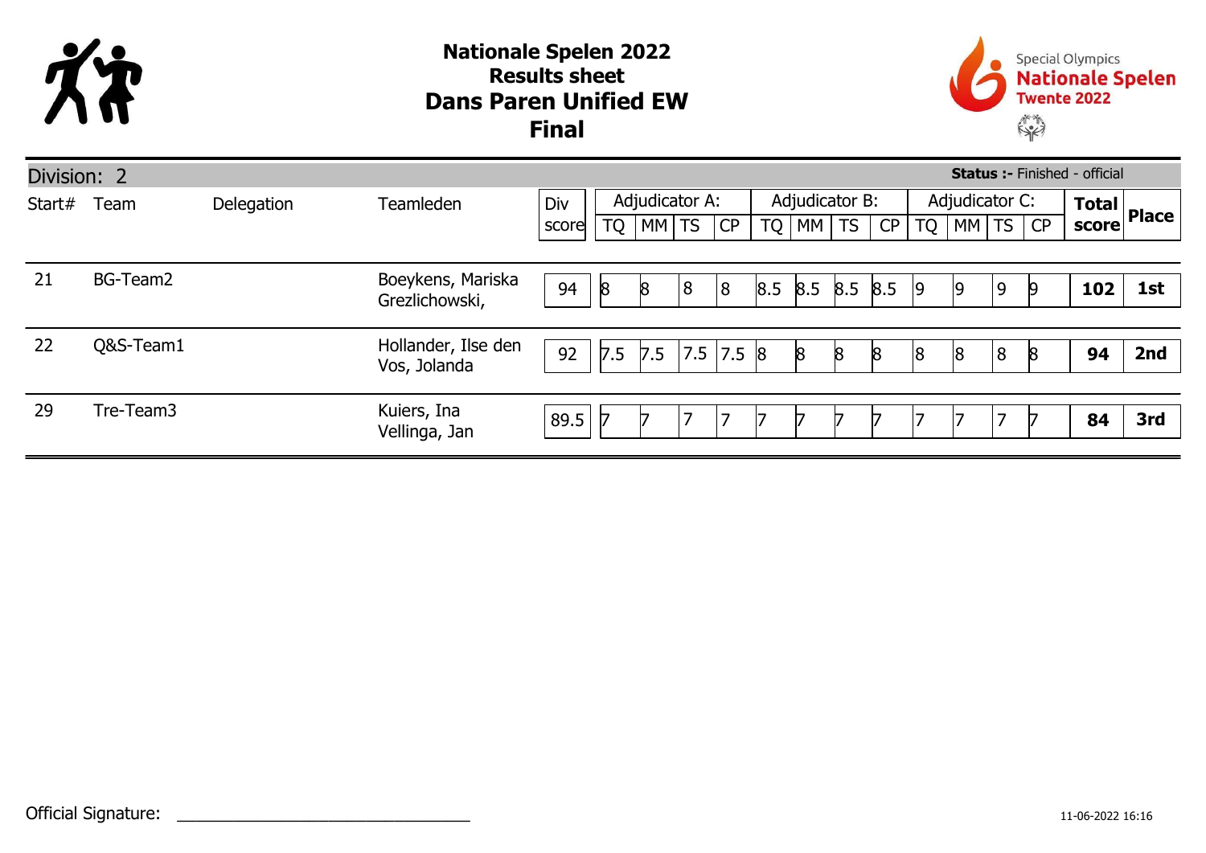# Nationale Spelen 2022
## Results sheet
## Dans Paren Unified EW
## Final

Special Olympics **Nationale Spelen** Twente 2022

Division: 2 — **Status :-** Finished - official

| Start# | Team | Delegation | Teamleden | Div score | Adjudicator A: | | | | Adjudicator B: | | | | Adjudicator C: | | | | Total score | Place |
|---|---|---|---|---|---|---|---|---|---|---|---|---|---|---|---|---|---|---|
| | | | | | TQ | MM | TS | CP | TQ | MM | TS | CP | TQ | MM | TS | CP | | |
| 21 | BG-Team2 | | Boeykens, Mariska Grezlichowski, | 94 | 8 | 8 | 8 | 8 | 8.5 | 8.5 | 8.5 | 8.5 | 9 | 9 | 9 | 9 | **102** | **1st** |
| 22 | Q&S-Team1 | | Hollander, Ilse den Vos, Jolanda | 92 | 7.5 | 7.5 | 7.5 | 7.5 | 8 | 8 | 8 | 8 | 8 | 8 | 8 | 8 | **94** | **2nd** |
| 29 | Tre-Team3 | | Kuiers, Ina Vellinga, Jan | 89.5 | 7 | 7 | 7 | 7 | 7 | 7 | 7 | 7 | 7 | 7 | 7 | 7 | **84** | **3rd** |

Official Signature: ________________________________

11-06-2022 16:16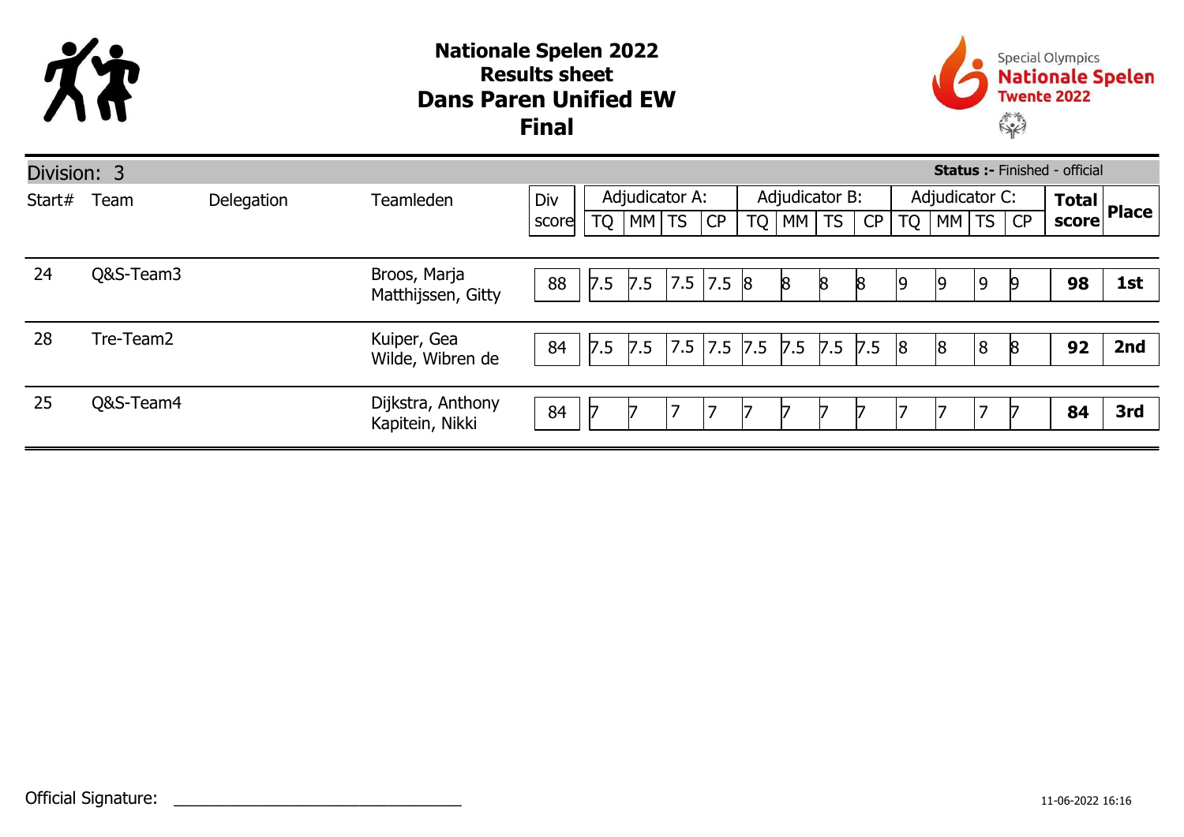# Nationale Spelen 2022
## Results sheet
## Dans Paren Unified EW
## Final

Special Olympics
Nationale Spelen
Twente 2022

Division: 3 **Status :-** Finished - official

| Start# | Team | Delegation | Teamleden | Div score | Adjudicator A: | | | | Adjudicator B: | | | | Adjudicator C: | | | | Total score | Place |
|---|---|---|---|---|---|---|---|---|---|---|---|---|---|---|---|---|---|---|
| | | | | | TQ | MM | TS | CP | TQ | MM | TS | CP | TQ | MM | TS | CP | | |
| 24 | Q&S-Team3 | | Broos, Marja<br>Matthijssen, Gitty | 88 | 7.5 | 7.5 | 7.5 | 7.5 | 8 | 8 | 8 | 8 | 9 | 9 | 9 | 9 | **98** | **1st** |
| 28 | Tre-Team2 | | Kuiper, Gea<br>Wilde, Wibren de | 84 | 7.5 | 7.5 | 7.5 | 7.5 | 7.5 | 7.5 | 7.5 | 7.5 | 8 | 8 | 8 | 8 | **92** | **2nd** |
| 25 | Q&S-Team4 | | Dijkstra, Anthony<br>Kapitein, Nikki | 84 | 7 | 7 | 7 | 7 | 7 | 7 | 7 | 7 | 7 | 7 | 7 | 7 | **84** | **3rd** |

Official Signature: ______________________________

11-06-2022 16:16